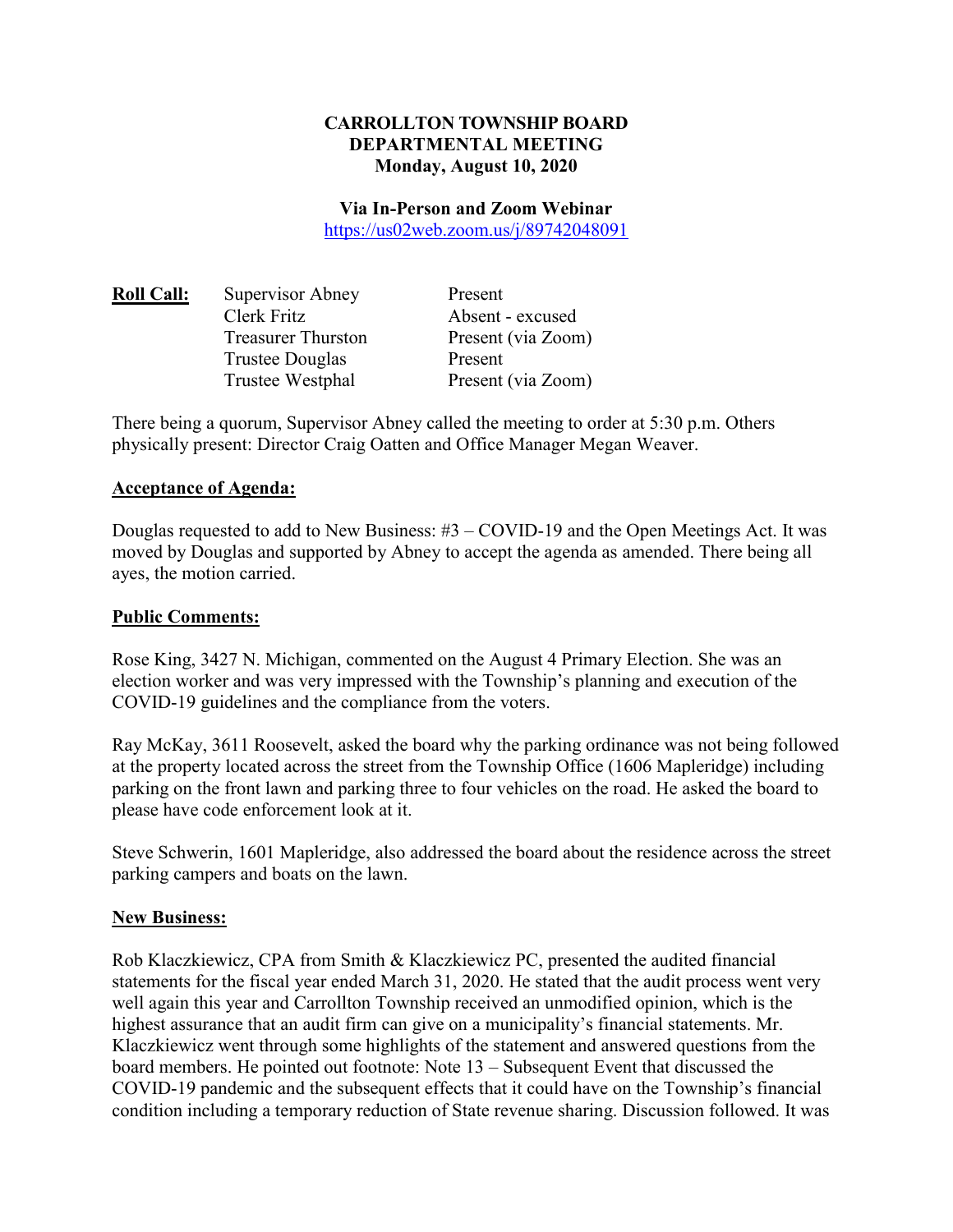**CARROLLTON TOWNSHIP BOARD**
**DEPARTMENTAL MEETING**
**Monday, August 10, 2020**

**Via In-Person and Zoom Webinar**
https://us02web.zoom.us/j/89742048091

| **Roll Call:** | | |
|---|---|---|
| | Supervisor Abney | Present |
| | Clerk Fritz | Absent - excused |
| | Treasurer Thurston | Present (via Zoom) |
| | Trustee Douglas | Present |
| | Trustee Westphal | Present (via Zoom) |

There being a quorum, Supervisor Abney called the meeting to order at 5:30 p.m. Others physically present: Director Craig Oatten and Office Manager Megan Weaver.

**Acceptance of Agenda:**

Douglas requested to add to New Business: #3 – COVID-19 and the Open Meetings Act. It was moved by Douglas and supported by Abney to accept the agenda as amended. There being all ayes, the motion carried.

**Public Comments:**

Rose King, 3427 N. Michigan, commented on the August 4 Primary Election. She was an election worker and was very impressed with the Township's planning and execution of the COVID-19 guidelines and the compliance from the voters.

Ray McKay, 3611 Roosevelt, asked the board why the parking ordinance was not being followed at the property located across the street from the Township Office (1606 Mapleridge) including parking on the front lawn and parking three to four vehicles on the road. He asked the board to please have code enforcement look at it.

Steve Schwerin, 1601 Mapleridge, also addressed the board about the residence across the street parking campers and boats on the lawn.

**New Business:**

Rob Klaczkiewicz, CPA from Smith & Klaczkiewicz PC, presented the audited financial statements for the fiscal year ended March 31, 2020. He stated that the audit process went very well again this year and Carrollton Township received an unmodified opinion, which is the highest assurance that an audit firm can give on a municipality's financial statements. Mr. Klaczkiewicz went through some highlights of the statement and answered questions from the board members. He pointed out footnote: Note 13 – Subsequent Event that discussed the COVID-19 pandemic and the subsequent effects that it could have on the Township's financial condition including a temporary reduction of State revenue sharing. Discussion followed. It was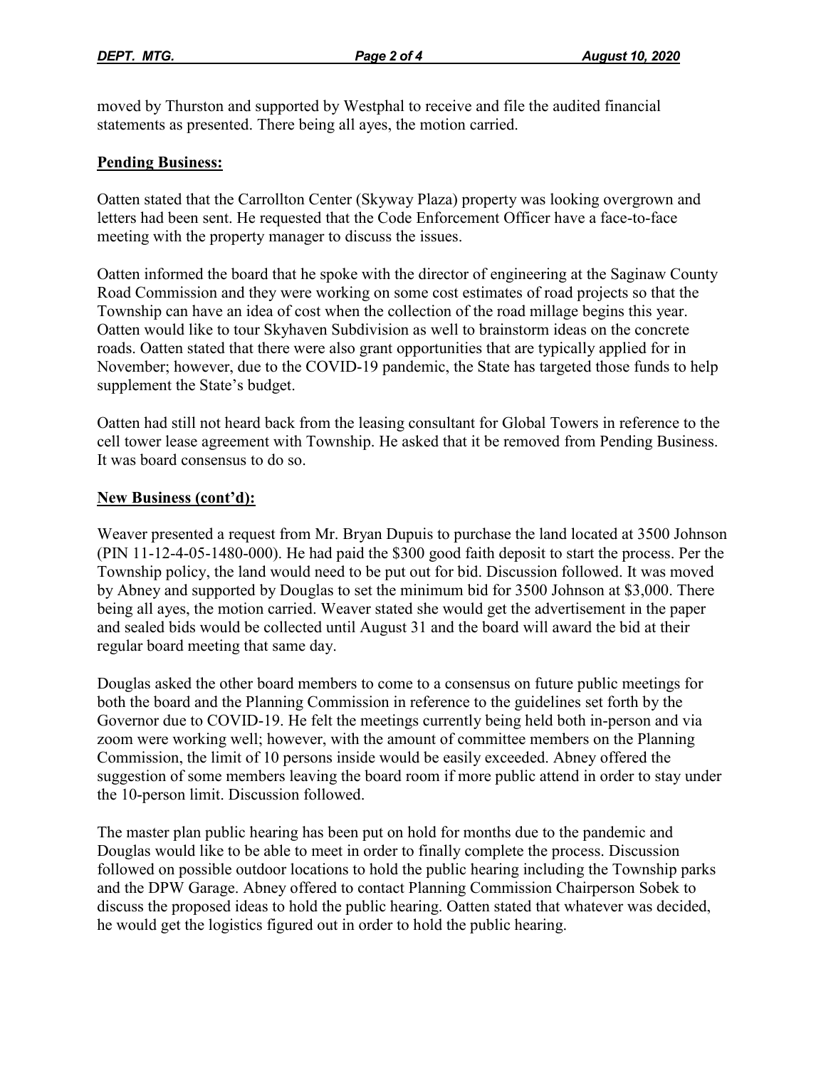moved by Thurston and supported by Westphal to receive and file the audited financial statements as presented. There being all ayes, the motion carried.

**Pending Business:**

Oatten stated that the Carrollton Center (Skyway Plaza) property was looking overgrown and letters had been sent. He requested that the Code Enforcement Officer have a face-to-face meeting with the property manager to discuss the issues.

Oatten informed the board that he spoke with the director of engineering at the Saginaw County Road Commission and they were working on some cost estimates of road projects so that the Township can have an idea of cost when the collection of the road millage begins this year. Oatten would like to tour Skyhaven Subdivision as well to brainstorm ideas on the concrete roads. Oatten stated that there were also grant opportunities that are typically applied for in November; however, due to the COVID-19 pandemic, the State has targeted those funds to help supplement the State's budget.

Oatten had still not heard back from the leasing consultant for Global Towers in reference to the cell tower lease agreement with Township. He asked that it be removed from Pending Business. It was board consensus to do so.

**New Business (cont'd):**

Weaver presented a request from Mr. Bryan Dupuis to purchase the land located at 3500 Johnson (PIN 11-12-4-05-1480-000). He had paid the $300 good faith deposit to start the process. Per the Township policy, the land would need to be put out for bid. Discussion followed. It was moved by Abney and supported by Douglas to set the minimum bid for 3500 Johnson at $3,000. There being all ayes, the motion carried. Weaver stated she would get the advertisement in the paper and sealed bids would be collected until August 31 and the board will award the bid at their regular board meeting that same day.

Douglas asked the other board members to come to a consensus on future public meetings for both the board and the Planning Commission in reference to the guidelines set forth by the Governor due to COVID-19. He felt the meetings currently being held both in-person and via zoom were working well; however, with the amount of committee members on the Planning Commission, the limit of 10 persons inside would be easily exceeded. Abney offered the suggestion of some members leaving the board room if more public attend in order to stay under the 10-person limit. Discussion followed.

The master plan public hearing has been put on hold for months due to the pandemic and Douglas would like to be able to meet in order to finally complete the process. Discussion followed on possible outdoor locations to hold the public hearing including the Township parks and the DPW Garage. Abney offered to contact Planning Commission Chairperson Sobek to discuss the proposed ideas to hold the public hearing. Oatten stated that whatever was decided, he would get the logistics figured out in order to hold the public hearing.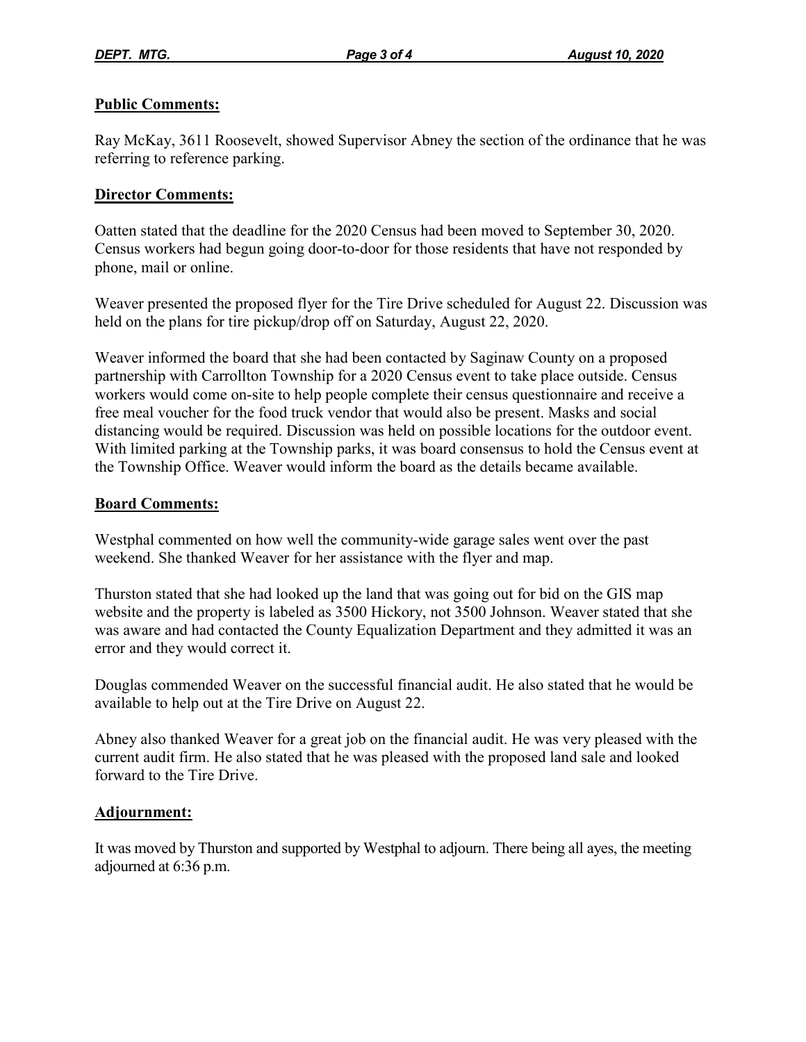**Public Comments:**

Ray McKay, 3611 Roosevelt, showed Supervisor Abney the section of the ordinance that he was referring to reference parking.

**Director Comments:**

Oatten stated that the deadline for the 2020 Census had been moved to September 30, 2020. Census workers had begun going door-to-door for those residents that have not responded by phone, mail or online.

Weaver presented the proposed flyer for the Tire Drive scheduled for August 22. Discussion was held on the plans for tire pickup/drop off on Saturday, August 22, 2020.

Weaver informed the board that she had been contacted by Saginaw County on a proposed partnership with Carrollton Township for a 2020 Census event to take place outside. Census workers would come on-site to help people complete their census questionnaire and receive a free meal voucher for the food truck vendor that would also be present. Masks and social distancing would be required. Discussion was held on possible locations for the outdoor event. With limited parking at the Township parks, it was board consensus to hold the Census event at the Township Office. Weaver would inform the board as the details became available.

**Board Comments:**

Westphal commented on how well the community-wide garage sales went over the past weekend. She thanked Weaver for her assistance with the flyer and map.

Thurston stated that she had looked up the land that was going out for bid on the GIS map website and the property is labeled as 3500 Hickory, not 3500 Johnson. Weaver stated that she was aware and had contacted the County Equalization Department and they admitted it was an error and they would correct it.

Douglas commended Weaver on the successful financial audit. He also stated that he would be available to help out at the Tire Drive on August 22.

Abney also thanked Weaver for a great job on the financial audit. He was very pleased with the current audit firm. He also stated that he was pleased with the proposed land sale and looked forward to the Tire Drive.

**Adjournment:**

It was moved by Thurston and supported by Westphal to adjourn. There being all ayes, the meeting adjourned at 6:36 p.m.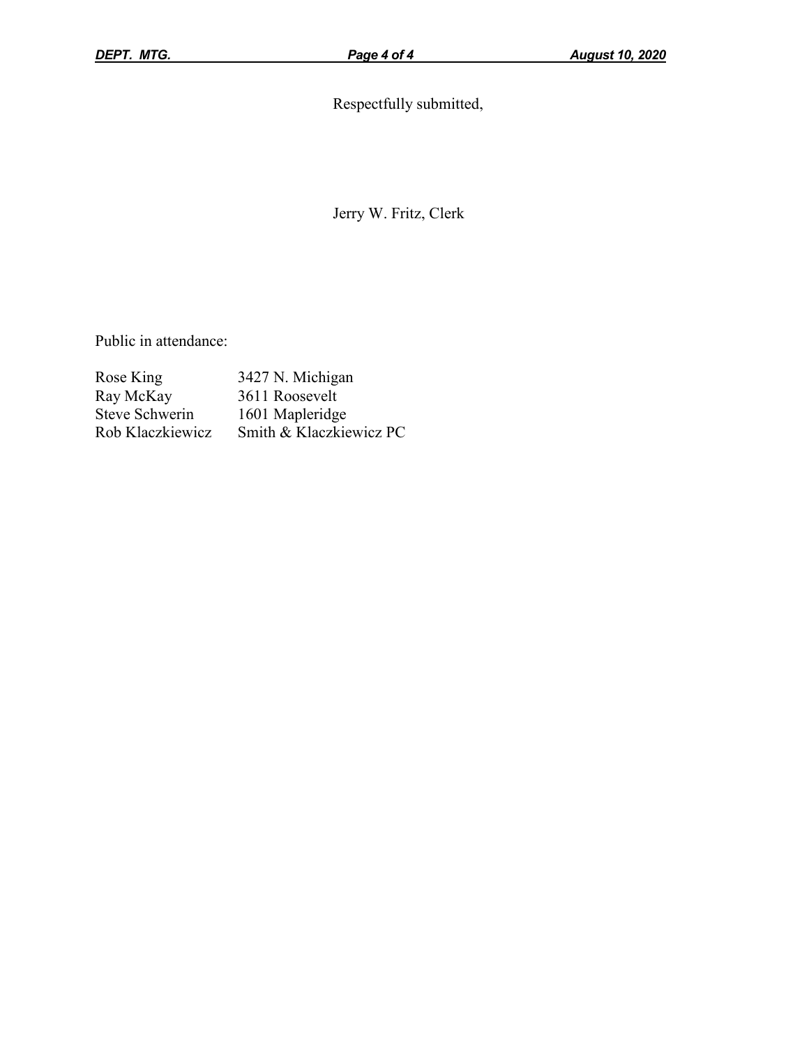Respectfully submitted,

Jerry W. Fritz, Clerk

Public in attendance:

| | |
|---|---|
| Rose King | 3427 N. Michigan |
| Ray McKay | 3611 Roosevelt |
| Steve Schwerin | 1601 Mapleridge |
| Rob Klaczkiewicz | Smith & Klaczkiewicz PC |